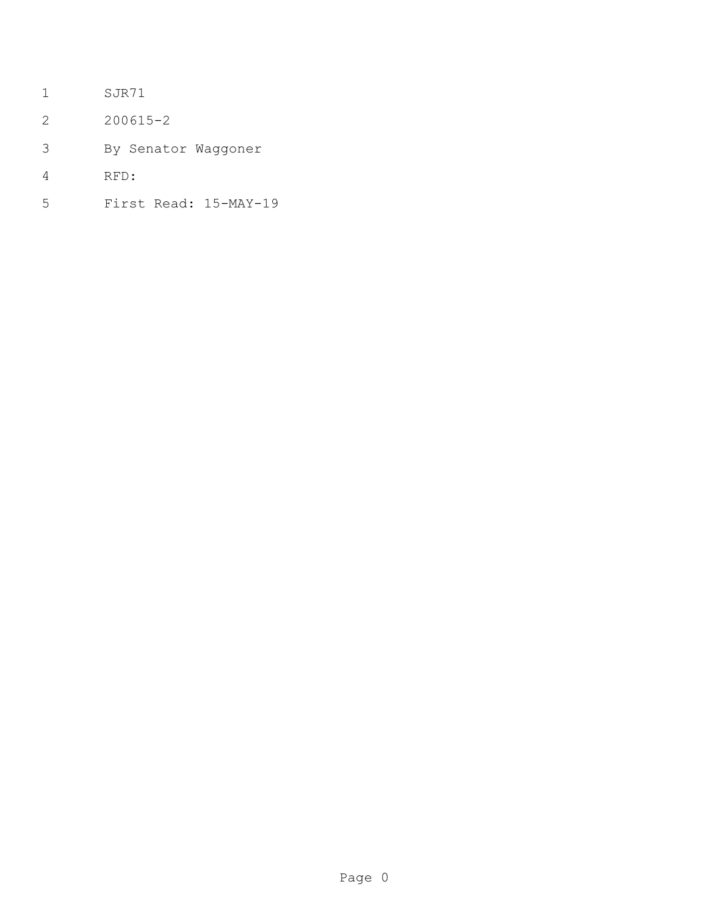SJR71

200615-2

By Senator Waggoner

RFD:

First Read: 15-MAY-19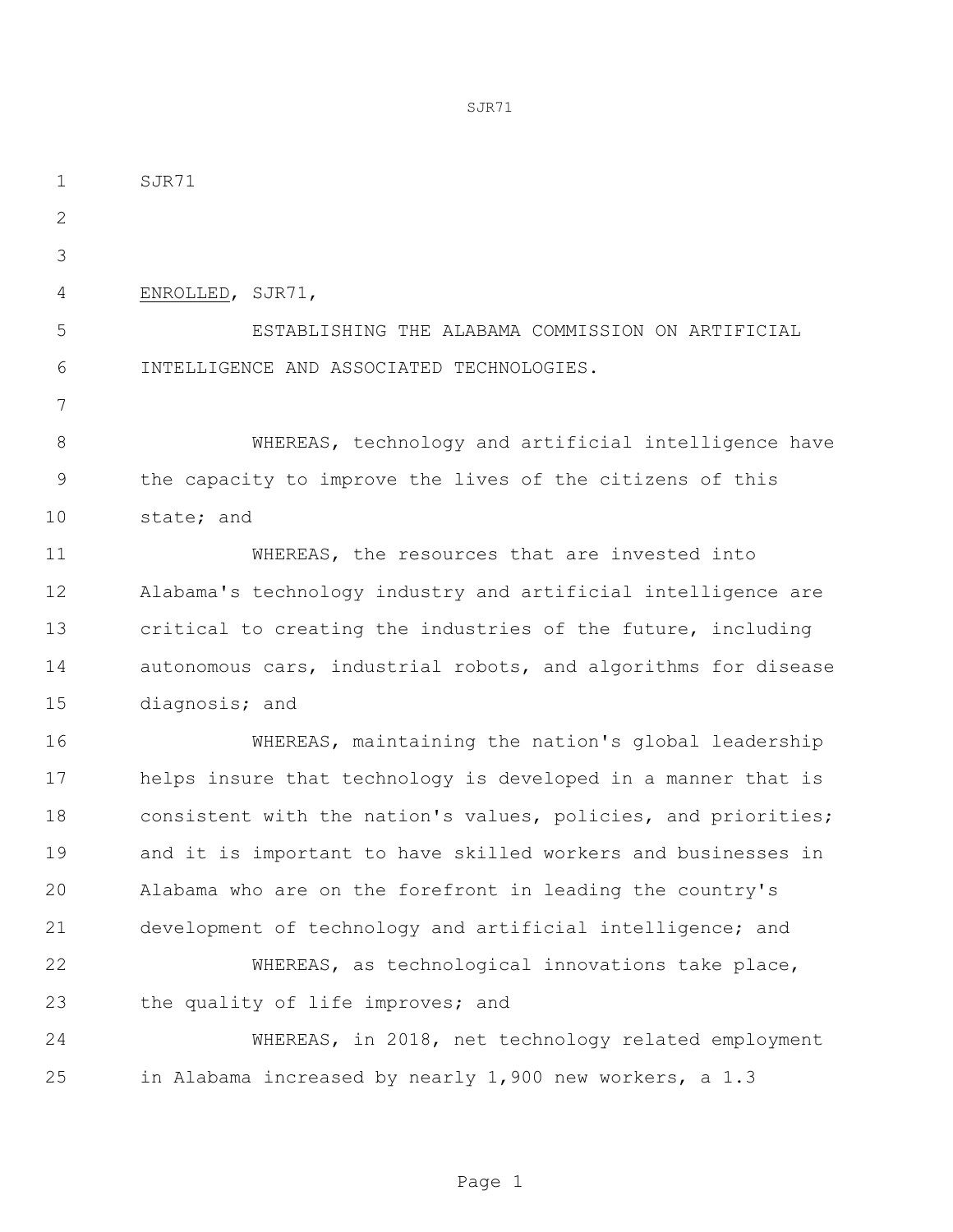SJR71

ENROLLED, SJR71,

ESTABLISHING THE ALABAMA COMMISSION ON ARTIFICIAL INTELLIGENCE AND ASSOCIATED TECHNOLOGIES.

WHEREAS, technology and artificial intelligence have the capacity to improve the lives of the citizens of this state; and

WHEREAS, the resources that are invested into Alabama's technology industry and artificial intelligence are critical to creating the industries of the future, including autonomous cars, industrial robots, and algorithms for disease diagnosis; and

WHEREAS, maintaining the nation's global leadership helps insure that technology is developed in a manner that is consistent with the nation's values, policies, and priorities; and it is important to have skilled workers and businesses in Alabama who are on the forefront in leading the country's development of technology and artificial intelligence; and

WHEREAS, as technological innovations take place, the quality of life improves; and

WHEREAS, in 2018, net technology related employment in Alabama increased by nearly 1,900 new workers, a 1.3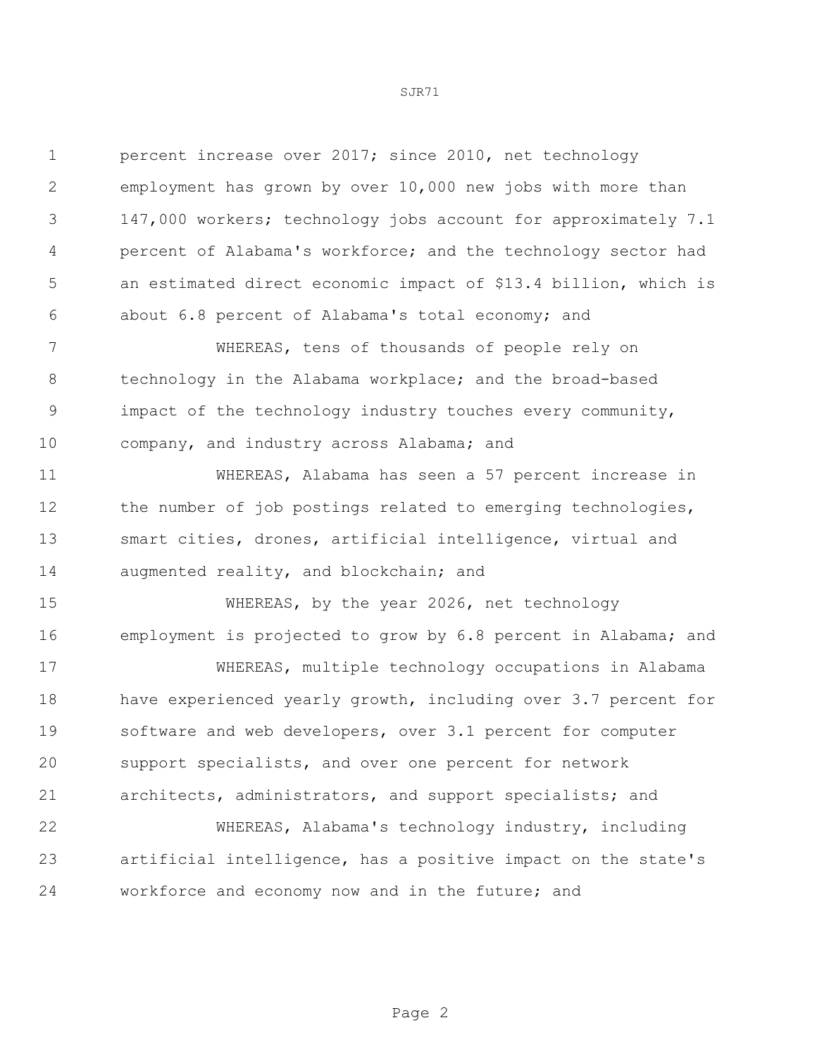percent increase over 2017; since 2010, net technology employment has grown by over 10,000 new jobs with more than 147,000 workers; technology jobs account for approximately 7.1 percent of Alabama's workforce; and the technology sector had an estimated direct economic impact of $13.4 billion, which is about 6.8 percent of Alabama's total economy; and

WHEREAS, tens of thousands of people rely on technology in the Alabama workplace; and the broad-based impact of the technology industry touches every community, company, and industry across Alabama; and

WHEREAS, Alabama has seen a 57 percent increase in the number of job postings related to emerging technologies, smart cities, drones, artificial intelligence, virtual and augmented reality, and blockchain; and

WHEREAS, by the year 2026, net technology employment is projected to grow by 6.8 percent in Alabama; and

WHEREAS, multiple technology occupations in Alabama have experienced yearly growth, including over 3.7 percent for software and web developers, over 3.1 percent for computer support specialists, and over one percent for network architects, administrators, and support specialists; and

WHEREAS, Alabama's technology industry, including artificial intelligence, has a positive impact on the state's workforce and economy now and in the future; and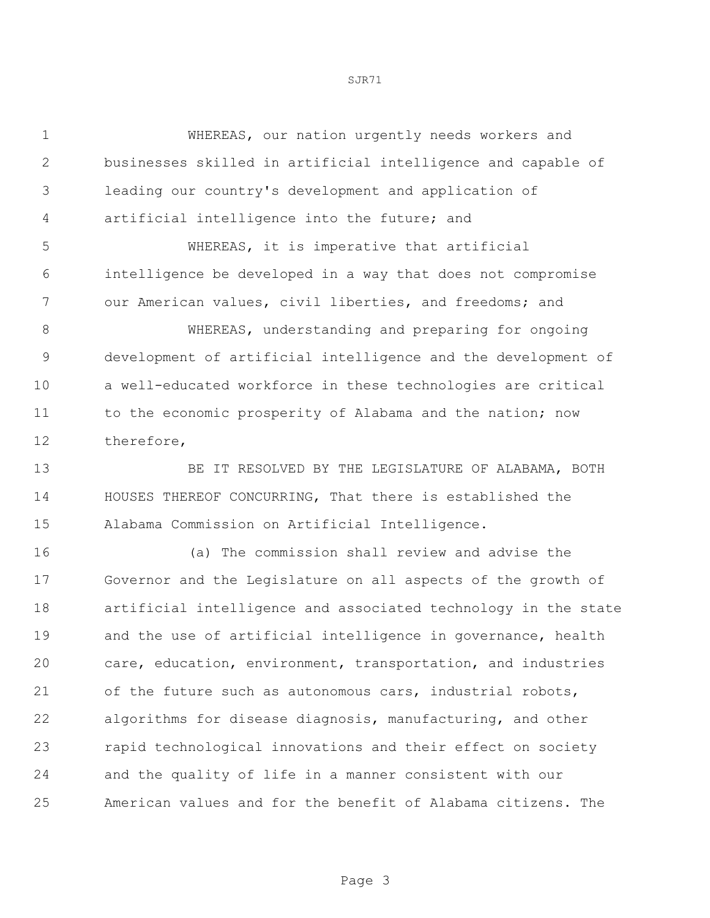WHEREAS, our nation urgently needs workers and businesses skilled in artificial intelligence and capable of leading our country's development and application of artificial intelligence into the future; and

WHEREAS, it is imperative that artificial intelligence be developed in a way that does not compromise our American values, civil liberties, and freedoms; and

WHEREAS, understanding and preparing for ongoing development of artificial intelligence and the development of a well-educated workforce in these technologies are critical to the economic prosperity of Alabama and the nation; now therefore,

BE IT RESOLVED BY THE LEGISLATURE OF ALABAMA, BOTH HOUSES THEREOF CONCURRING, That there is established the Alabama Commission on Artificial Intelligence.

(a) The commission shall review and advise the Governor and the Legislature on all aspects of the growth of artificial intelligence and associated technology in the state and the use of artificial intelligence in governance, health care, education, environment, transportation, and industries of the future such as autonomous cars, industrial robots, algorithms for disease diagnosis, manufacturing, and other rapid technological innovations and their effect on society and the quality of life in a manner consistent with our American values and for the benefit of Alabama citizens. The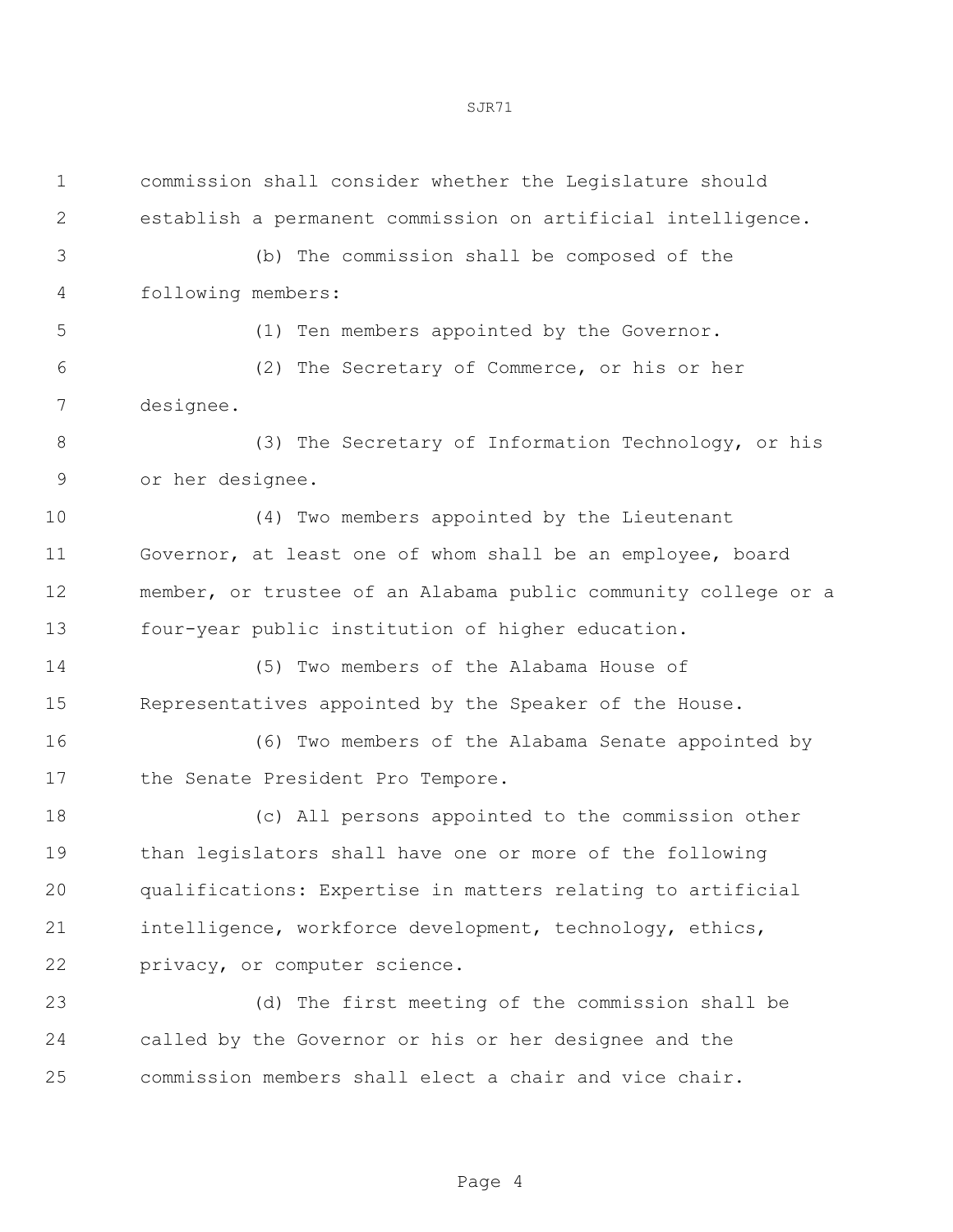commission shall consider whether the Legislature should establish a permanent commission on artificial intelligence.

(b) The commission shall be composed of the following members:

(1) Ten members appointed by the Governor.

(2) The Secretary of Commerce, or his or her designee.

(3) The Secretary of Information Technology, or his or her designee.

(4) Two members appointed by the Lieutenant Governor, at least one of whom shall be an employee, board member, or trustee of an Alabama public community college or a four-year public institution of higher education.

(5) Two members of the Alabama House of Representatives appointed by the Speaker of the House.

(6) Two members of the Alabama Senate appointed by the Senate President Pro Tempore.

(c) All persons appointed to the commission other than legislators shall have one or more of the following qualifications: Expertise in matters relating to artificial intelligence, workforce development, technology, ethics, privacy, or computer science.

(d) The first meeting of the commission shall be called by the Governor or his or her designee and the commission members shall elect a chair and vice chair.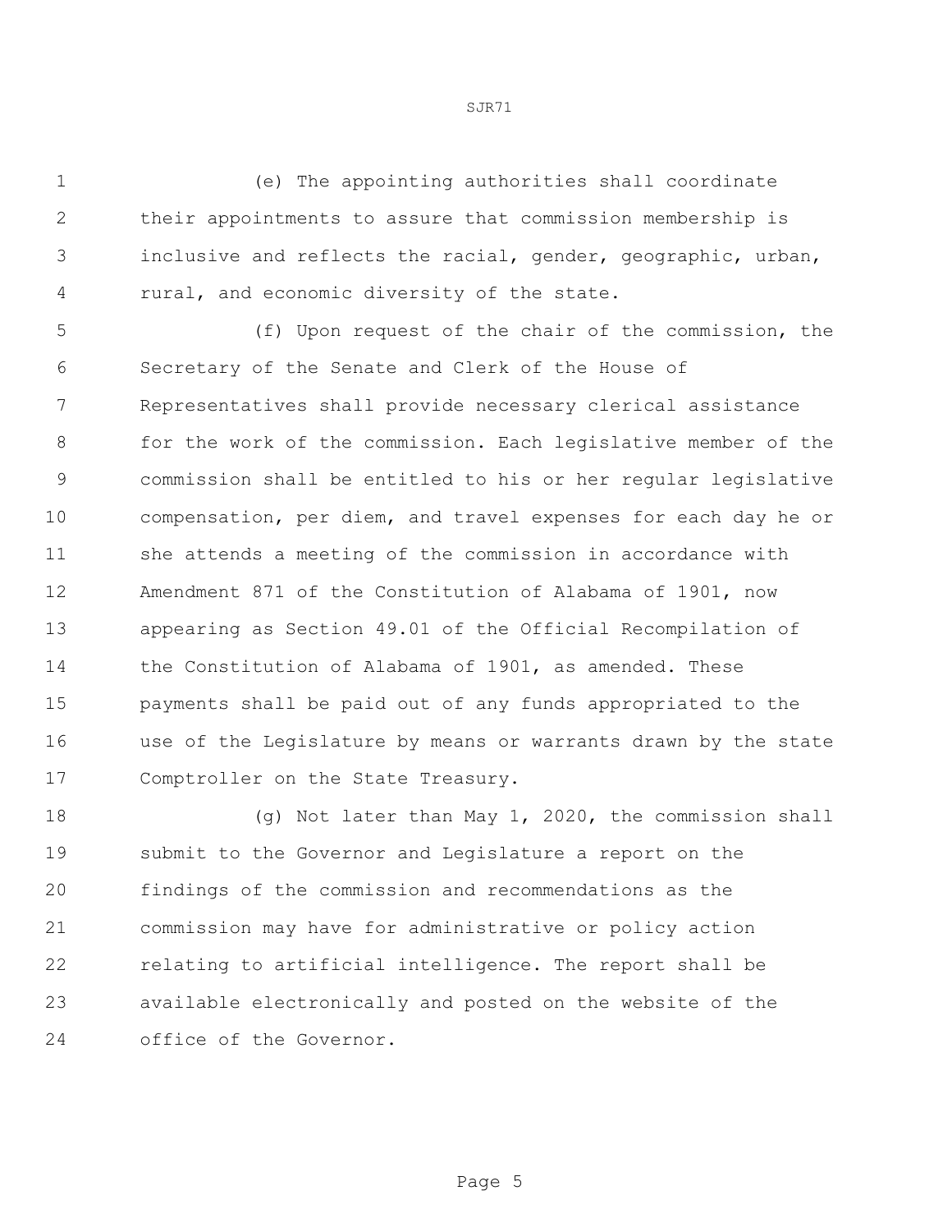(e) The appointing authorities shall coordinate their appointments to assure that commission membership is inclusive and reflects the racial, gender, geographic, urban, rural, and economic diversity of the state.

(f) Upon request of the chair of the commission, the Secretary of the Senate and Clerk of the House of Representatives shall provide necessary clerical assistance for the work of the commission. Each legislative member of the commission shall be entitled to his or her regular legislative compensation, per diem, and travel expenses for each day he or she attends a meeting of the commission in accordance with Amendment 871 of the Constitution of Alabama of 1901, now appearing as Section 49.01 of the Official Recompilation of the Constitution of Alabama of 1901, as amended. These payments shall be paid out of any funds appropriated to the use of the Legislature by means or warrants drawn by the state Comptroller on the State Treasury.

(g) Not later than May 1, 2020, the commission shall submit to the Governor and Legislature a report on the findings of the commission and recommendations as the commission may have for administrative or policy action relating to artificial intelligence. The report shall be available electronically and posted on the website of the office of the Governor.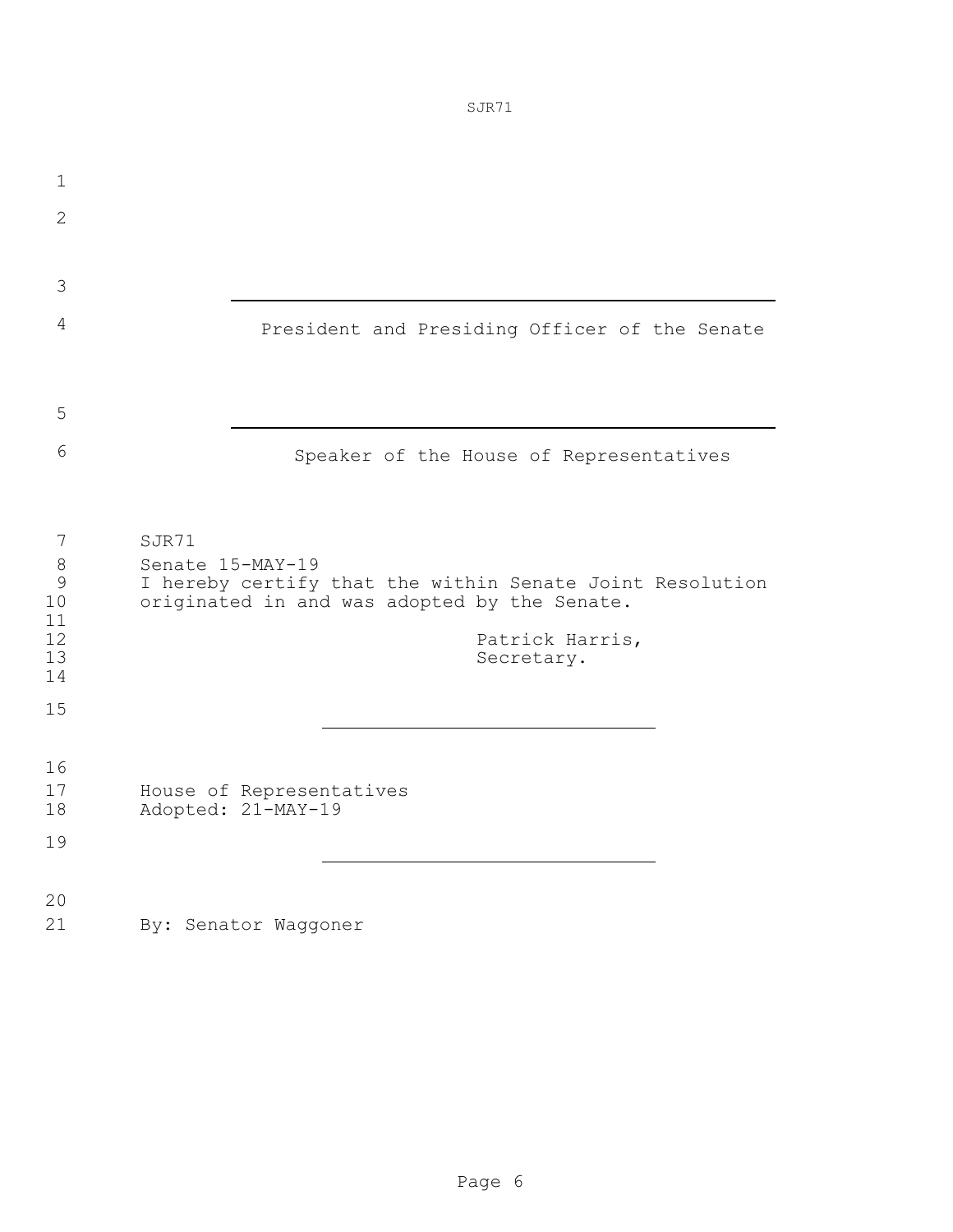\_\_\_\_\_\_\_\_\_\_\_\_\_\_\_\_\_\_\_\_\_\_\_\_\_\_\_\_\_\_\_\_\_\_\_\_\_\_\_\_

President and Presiding Officer of the Senate

\_\_\_\_\_\_\_\_\_\_\_\_\_\_\_\_\_\_\_\_\_\_\_\_\_\_\_\_\_\_\_\_\_\_\_\_\_\_\_\_

Speaker of the House of Representatives

SJR71

Senate 15-MAY-19
I hereby certify that the within Senate Joint Resolution originated in and was adopted by the Senate.

Patrick Harris,
Secretary.

\_\_\_\_\_\_\_\_\_\_\_\_\_\_\_\_\_\_\_\_\_\_\_\_\_\_\_\_\_\_

House of Representatives
Adopted: 21-MAY-19

\_\_\_\_\_\_\_\_\_\_\_\_\_\_\_\_\_\_\_\_\_\_\_\_\_\_\_\_\_\_

By: Senator Waggoner